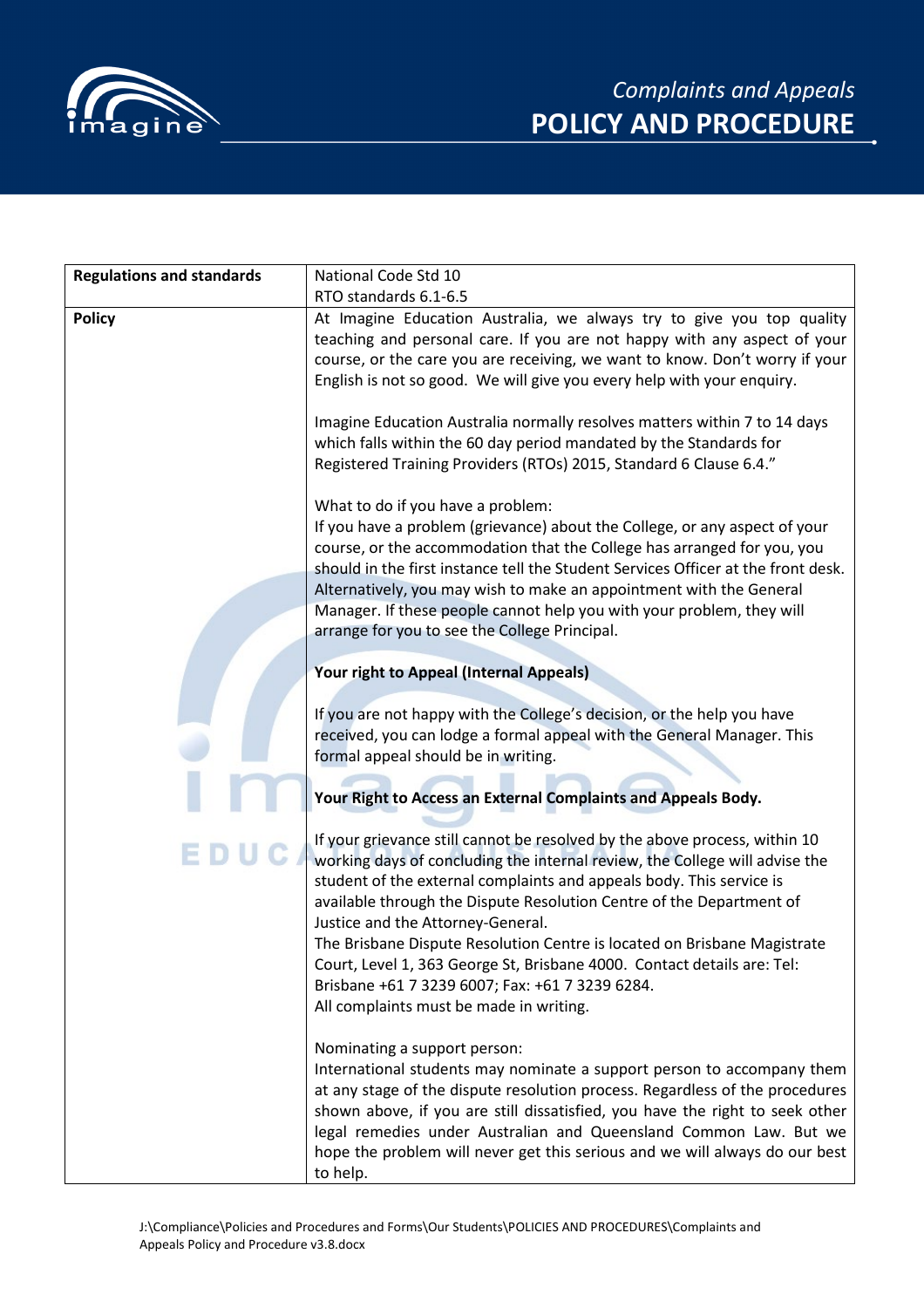# Complaints and Appeals
# POLICY AND PROCEDURE

| **Regulations and standards** | National Code Std 10<br>RTO standards 6.1-6.5 |
|---|---|
| **Policy** | At Imagine Education Australia, we always try to give you top quality teaching and personal care. If you are not happy with any aspect of your course, or the care you are receiving, we want to know. Don't worry if your English is not so good. We will give you every help with your enquiry.<br><br>Imagine Education Australia normally resolves matters within 7 to 14 days which falls within the 60 day period mandated by the Standards for Registered Training Providers (RTOs) 2015, Standard 6 Clause 6.4."<br><br>What to do if you have a problem:<br>If you have a problem (grievance) about the College, or any aspect of your course, or the accommodation that the College has arranged for you, you should in the first instance tell the Student Services Officer at the front desk. Alternatively, you may wish to make an appointment with the General Manager. If these people cannot help you with your problem, they will arrange for you to see the College Principal.<br><br>**Your right to Appeal (Internal Appeals)**<br><br>If you are not happy with the College's decision, or the help you have received, you can lodge a formal appeal with the General Manager. This formal appeal should be in writing.<br><br>**Your Right to Access an External Complaints and Appeals Body.**<br><br>If your grievance still cannot be resolved by the above process, within 10 working days of concluding the internal review, the College will advise the student of the external complaints and appeals body. This service is available through the Dispute Resolution Centre of the Department of Justice and the Attorney-General.<br>The Brisbane Dispute Resolution Centre is located on Brisbane Magistrate Court, Level 1, 363 George St, Brisbane 4000. Contact details are: Tel: Brisbane +61 7 3239 6007; Fax: +61 7 3239 6284.<br>All complaints must be made in writing.<br><br>Nominating a support person:<br>International students may nominate a support person to accompany them at any stage of the dispute resolution process. Regardless of the procedures shown above, if you are still dissatisfied, you have the right to seek other legal remedies under Australian and Queensland Common Law. But we hope the problem will never get this serious and we will always do our best to help. |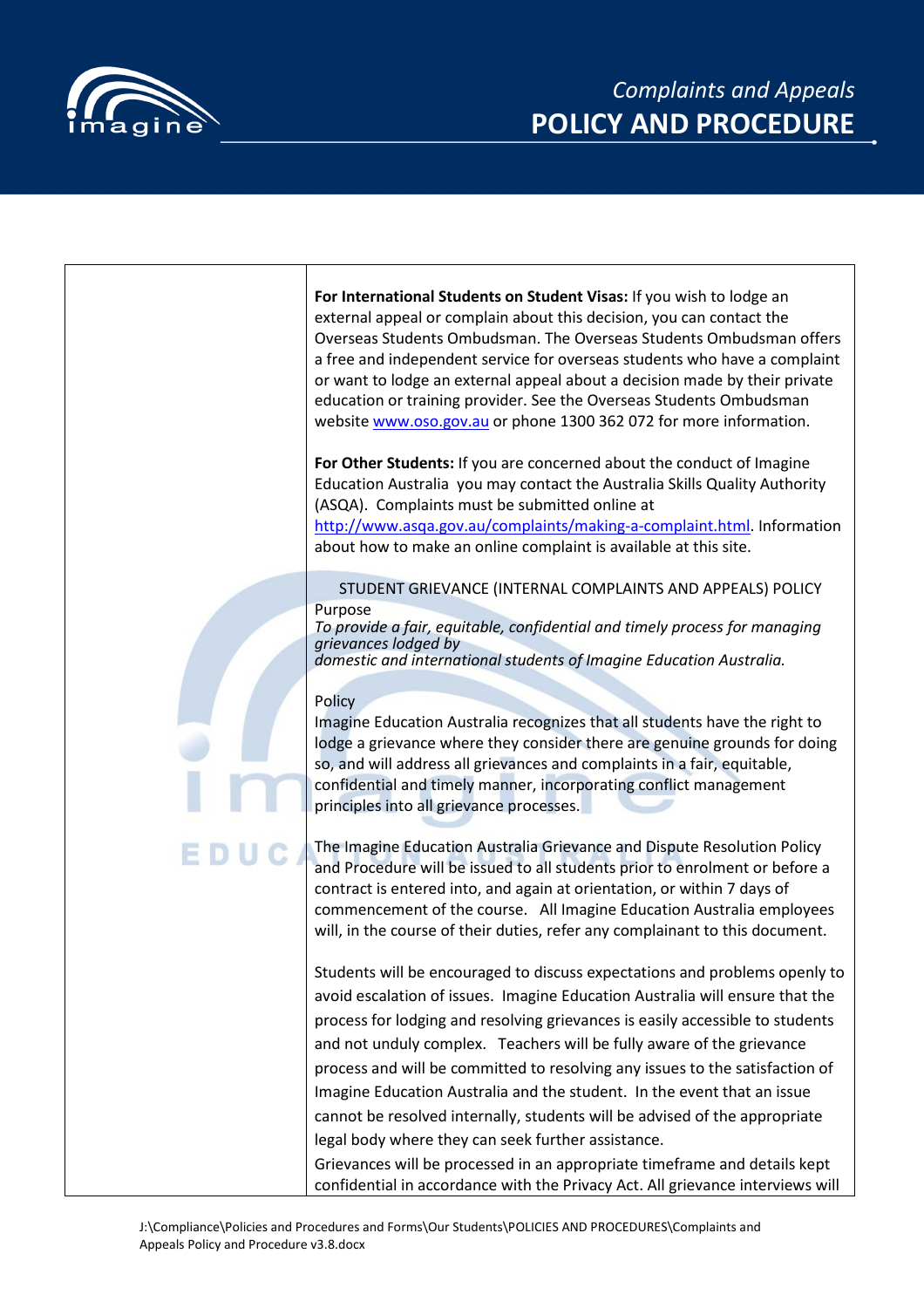**For International Students on Student Visas:** If you wish to lodge an external appeal or complain about this decision, you can contact the Overseas Students Ombudsman. The Overseas Students Ombudsman offers a free and independent service for overseas students who have a complaint or want to lodge an external appeal about a decision made by their private education or training provider. See the Overseas Students Ombudsman website www.oso.gov.au or phone 1300 362 072 for more information.

**For Other Students:** If you are concerned about the conduct of Imagine Education Australia you may contact the Australia Skills Quality Authority (ASQA). Complaints must be submitted online at http://www.asqa.gov.au/complaints/making-a-complaint.html. Information about how to make an online complaint is available at this site.

## STUDENT GRIEVANCE (INTERNAL COMPLAINTS AND APPEALS) POLICY

### Purpose

*To provide a fair, equitable, confidential and timely process for managing grievances lodged by domestic and international students of Imagine Education Australia.*

### Policy

Imagine Education Australia recognizes that all students have the right to lodge a grievance where they consider there are genuine grounds for doing so, and will address all grievances and complaints in a fair, equitable, confidential and timely manner, incorporating conflict management principles into all grievance processes.

The Imagine Education Australia Grievance and Dispute Resolution Policy and Procedure will be issued to all students prior to enrolment or before a contract is entered into, and again at orientation, or within 7 days of commencement of the course. All Imagine Education Australia employees will, in the course of their duties, refer any complainant to this document.

Students will be encouraged to discuss expectations and problems openly to avoid escalation of issues. Imagine Education Australia will ensure that the process for lodging and resolving grievances is easily accessible to students and not unduly complex. Teachers will be fully aware of the grievance process and will be committed to resolving any issues to the satisfaction of Imagine Education Australia and the student. In the event that an issue cannot be resolved internally, students will be advised of the appropriate legal body where they can seek further assistance.

Grievances will be processed in an appropriate timeframe and details kept confidential in accordance with the Privacy Act. All grievance interviews will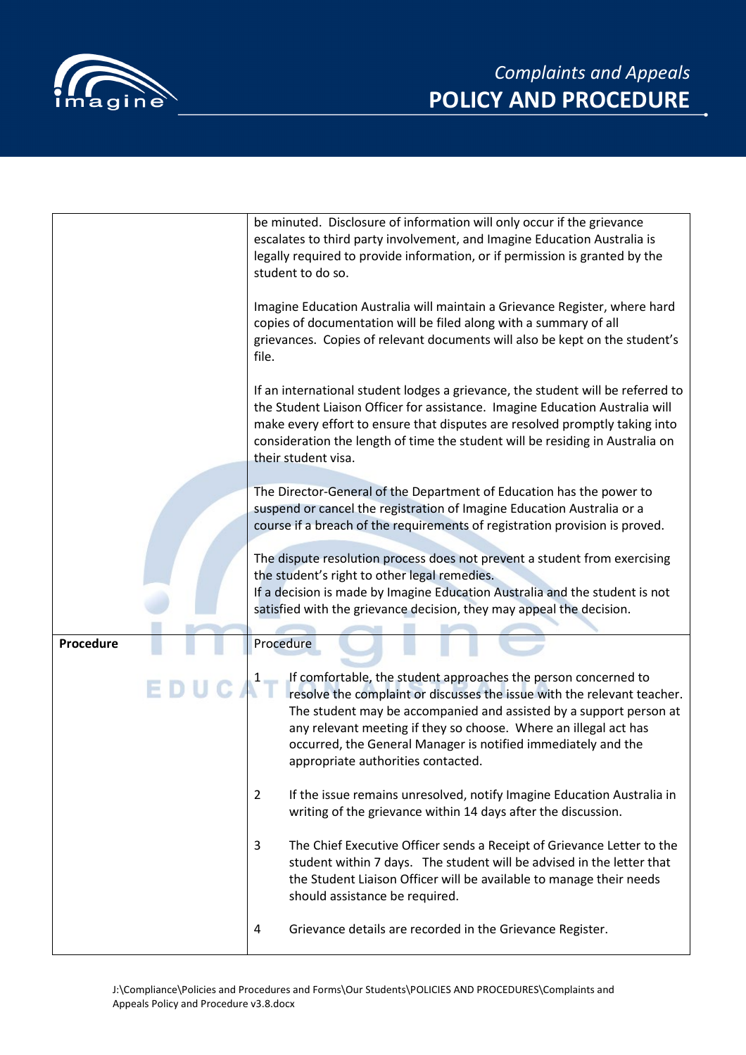| | |
|---|---|
| | be minuted. Disclosure of information will only occur if the grievance escalates to third party involvement, and Imagine Education Australia is legally required to provide information, or if permission is granted by the student to do so.<br><br>Imagine Education Australia will maintain a Grievance Register, where hard copies of documentation will be filed along with a summary of all grievances. Copies of relevant documents will also be kept on the student's file.<br><br>If an international student lodges a grievance, the student will be referred to the Student Liaison Officer for assistance. Imagine Education Australia will make every effort to ensure that disputes are resolved promptly taking into consideration the length of time the student will be residing in Australia on their student visa.<br><br>The Director-General of the Department of Education has the power to suspend or cancel the registration of Imagine Education Australia or a course if a breach of the requirements of registration provision is proved.<br><br>The dispute resolution process does not prevent a student from exercising the student's right to other legal remedies.<br>If a decision is made by Imagine Education Australia and the student is not satisfied with the grievance decision, they may appeal the decision. |
| **Procedure** | Procedure<br><br>1 If comfortable, the student approaches the person concerned to resolve the complaint or discusses the issue with the relevant teacher. The student may be accompanied and assisted by a support person at any relevant meeting if they so choose. Where an illegal act has occurred, the General Manager is notified immediately and the appropriate authorities contacted.<br><br>2 If the issue remains unresolved, notify Imagine Education Australia in writing of the grievance within 14 days after the discussion.<br><br>3 The Chief Executive Officer sends a Receipt of Grievance Letter to the student within 7 days. The student will be advised in the letter that the Student Liaison Officer will be available to manage their needs should assistance be required.<br><br>4 Grievance details are recorded in the Grievance Register. |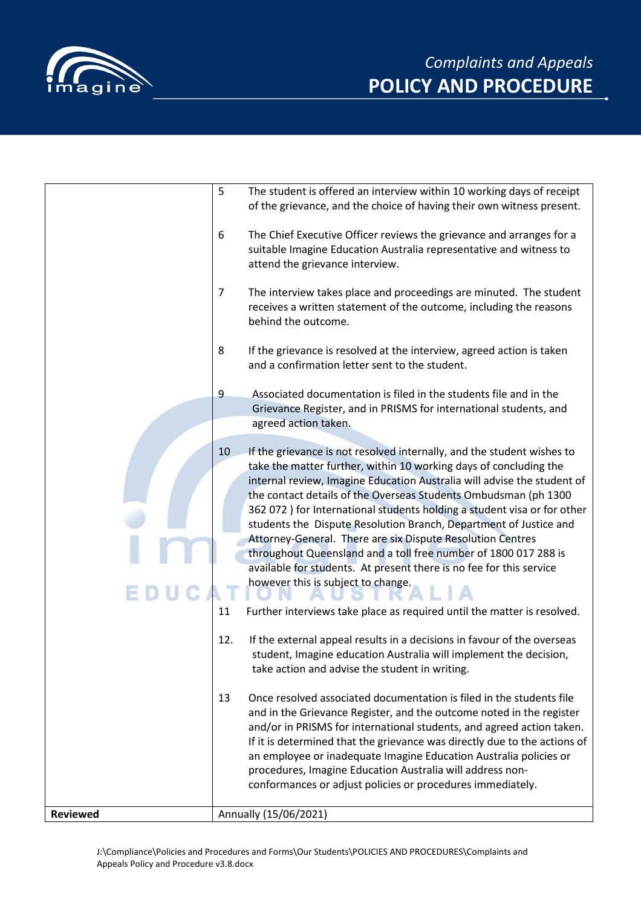| | |
|---|---|
| | 5 The student is offered an interview within 10 working days of receipt of the grievance, and the choice of having their own witness present.<br><br>6 The Chief Executive Officer reviews the grievance and arranges for a suitable Imagine Education Australia representative and witness to attend the grievance interview.<br><br>7 The interview takes place and proceedings are minuted. The student receives a written statement of the outcome, including the reasons behind the outcome.<br><br>8 If the grievance is resolved at the interview, agreed action is taken and a confirmation letter sent to the student.<br><br>9 Associated documentation is filed in the students file and in the Grievance Register, and in PRISMS for international students, and agreed action taken.<br><br>10 If the grievance is not resolved internally, and the student wishes to take the matter further, within 10 working days of concluding the internal review, Imagine Education Australia will advise the student of the contact details of the Overseas Students Ombudsman (ph 1300 362 072 ) for International students holding a student visa or for other students the Dispute Resolution Branch, Department of Justice and Attorney-General. There are six Dispute Resolution Centres throughout Queensland and a toll free number of 1800 017 288 is available for students. At present there is no fee for this service however this is subject to change.<br><br>11 Further interviews take place as required until the matter is resolved.<br><br>12. If the external appeal results in a decisions in favour of the overseas student, Imagine education Australia will implement the decision, take action and advise the student in writing.<br><br>13 Once resolved associated documentation is filed in the students file and in the Grievance Register, and the outcome noted in the register and/or in PRISMS for international students, and agreed action taken. If it is determined that the grievance was directly due to the actions of an employee or inadequate Imagine Education Australia policies or procedures, Imagine Education Australia will address non-conformances or adjust policies or procedures immediately. |
| **Reviewed** | Annually (15/06/2021) |

J:\Compliance\Policies and Procedures and Forms\Our Students\POLICIES AND PROCEDURES\Complaints and Appeals Policy and Procedure v3.8.docx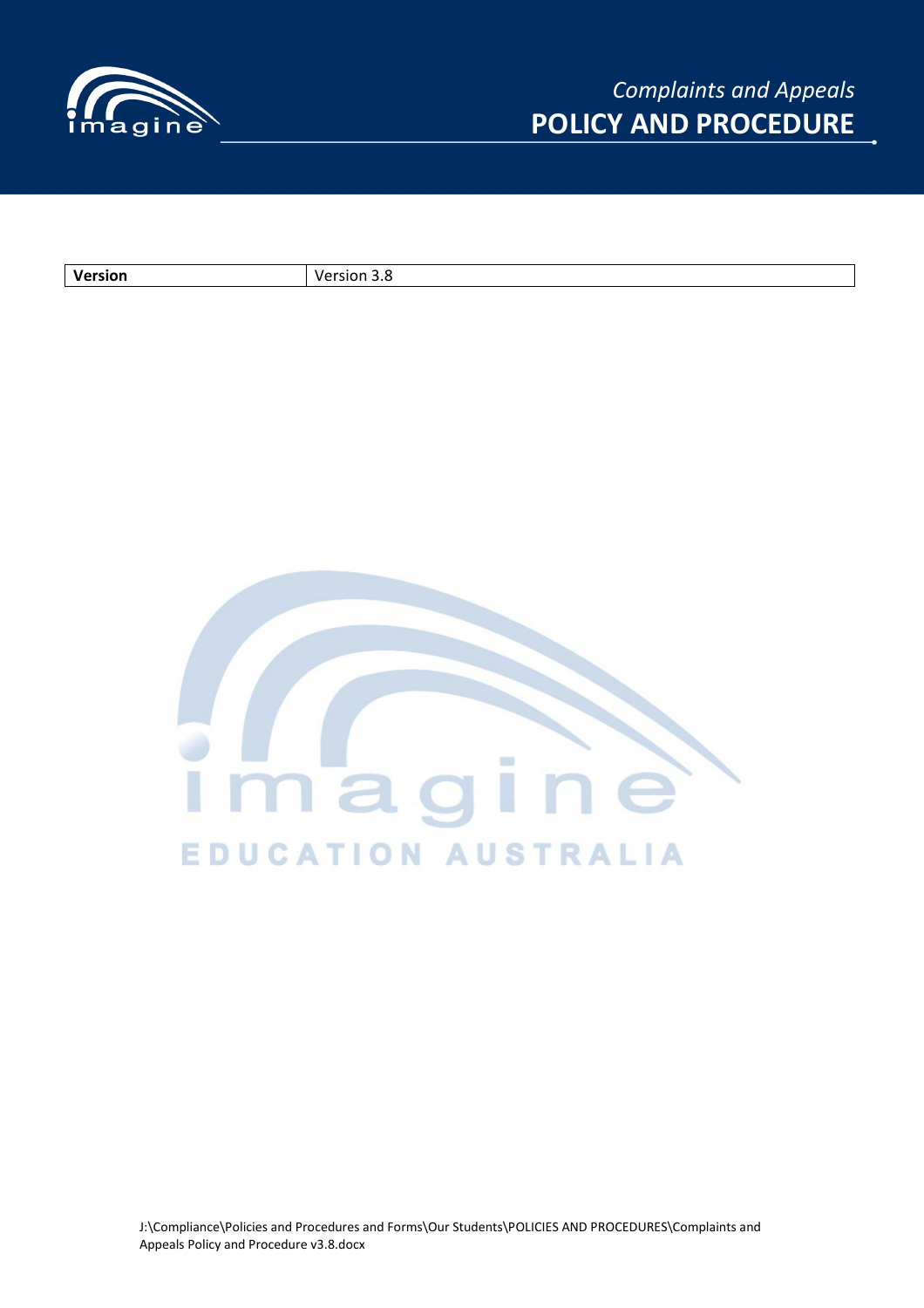*Complaints and Appeals*

# POLICY AND PROCEDURE

| | |
|---|---|
| **Version** | Version 3.8 |

J:\Compliance\Policies and Procedures and Forms\Our Students\POLICIES AND PROCEDURES\Complaints and Appeals Policy and Procedure v3.8.docx